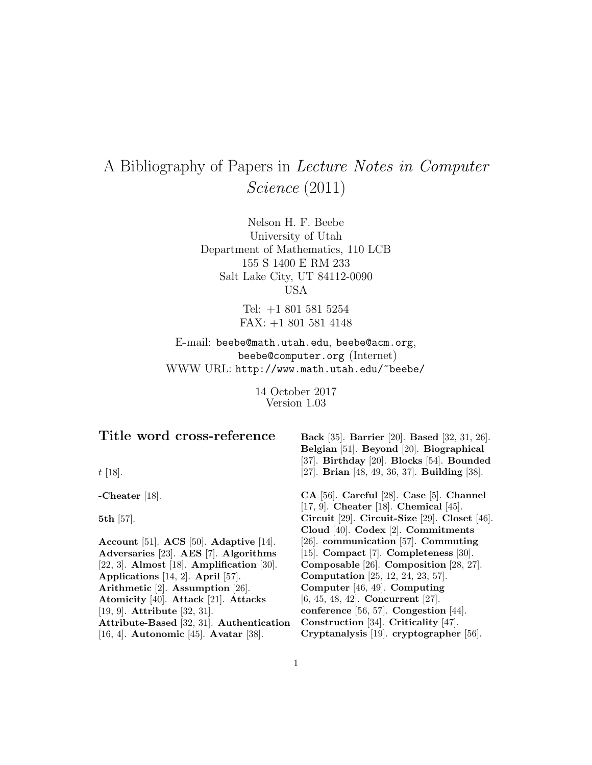# A Bibliography of Papers in *Lecture Notes in Computer Science* (2011)

Nelson H. F. Beebe
University of Utah
Department of Mathematics, 110 LCB
155 S 1400 E RM 233
Salt Lake City, UT 84112-0090
USA

Tel: +1 801 581 5254
FAX: +1 801 581 4148

E-mail: `beebe@math.utah.edu`, `beebe@acm.org`, `beebe@computer.org` (Internet)
WWW URL: `http://www.math.utah.edu/~beebe/`

14 October 2017
Version 1.03

## Title word cross-reference

*t* [18].

**-Cheater** [18].

**5th** [57].

**Account** [51]. **ACS** [50]. **Adaptive** [14]. **Adversaries** [23]. **AES** [7]. **Algorithms** [22, 3]. **Almost** [18]. **Amplification** [30]. **Applications** [14, 2]. **April** [57]. **Arithmetic** [2]. **Assumption** [26]. **Atomicity** [40]. **Attack** [21]. **Attacks** [19, 9]. **Attribute** [32, 31]. **Attribute-Based** [32, 31]. **Authentication** [16, 4]. **Autonomic** [45]. **Avatar** [38].

**Back** [35]. **Barrier** [20]. **Based** [32, 31, 26]. **Belgian** [51]. **Beyond** [20]. **Biographical** [37]. **Birthday** [20]. **Blocks** [54]. **Bounded** [27]. **Brian** [48, 49, 36, 37]. **Building** [38].

**CA** [56]. **Careful** [28]. **Case** [5]. **Channel** [17, 9]. **Cheater** [18]. **Chemical** [45]. **Circuit** [29]. **Circuit-Size** [29]. **Closet** [46]. **Cloud** [40]. **Codex** [2]. **Commitments** [26]. **communication** [57]. **Commuting** [15]. **Compact** [7]. **Completeness** [30]. **Composable** [26]. **Composition** [28, 27]. **Computation** [25, 12, 24, 23, 57]. **Computer** [46, 49]. **Computing** [6, 45, 48, 42]. **Concurrent** [27]. **conference** [56, 57]. **Congestion** [44]. **Construction** [34]. **Criticality** [47]. **Cryptanalysis** [19]. **cryptographer** [56].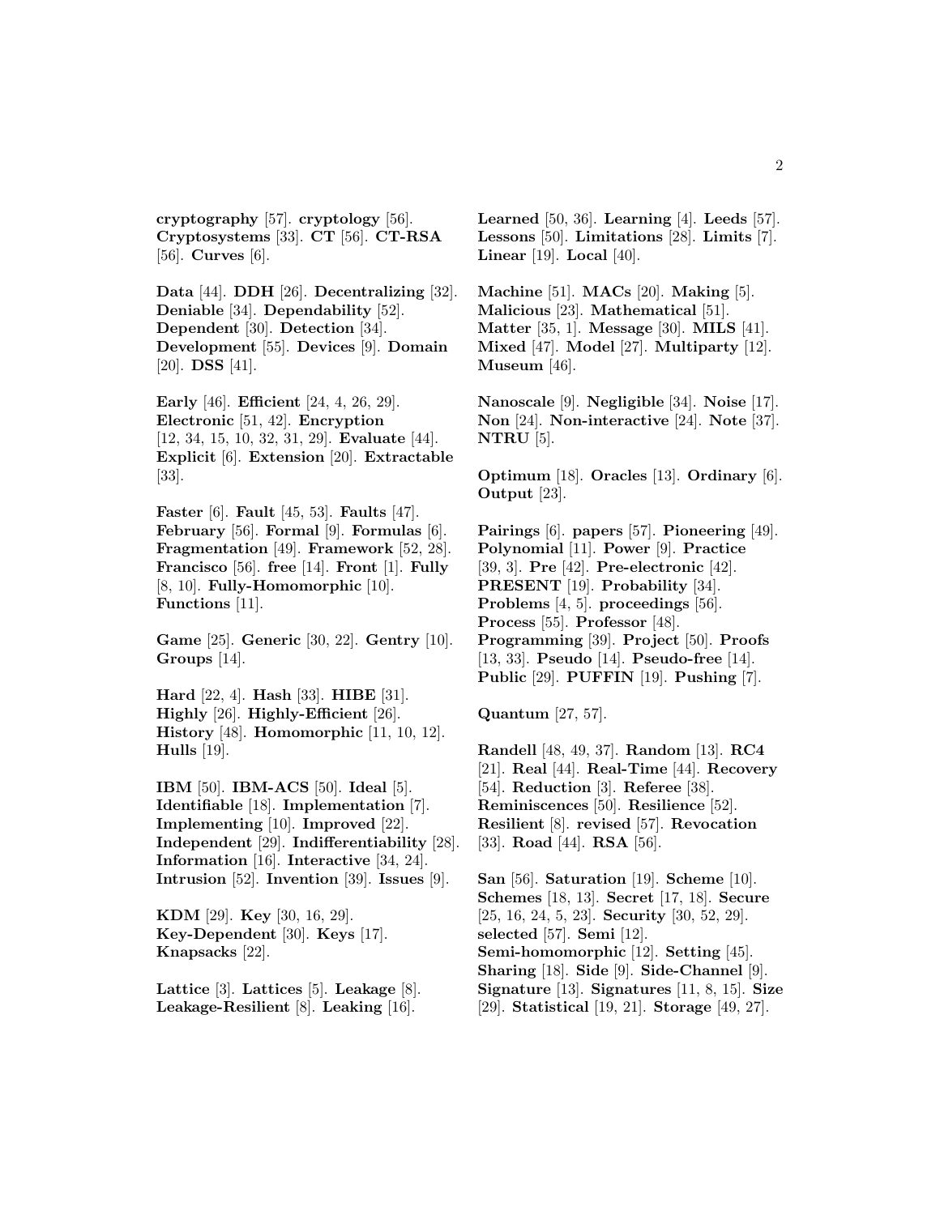**cryptography** [57]. **cryptology** [56]. **Cryptosystems** [33]. **CT** [56]. **CT-RSA** [56]. **Curves** [6].

**Data** [44]. **DDH** [26]. **Decentralizing** [32]. **Deniable** [34]. **Dependability** [52]. **Dependent** [30]. **Detection** [34]. **Development** [55]. **Devices** [9]. **Domain** [20]. **DSS** [41].

**Early** [46]. **Efficient** [24, 4, 26, 29]. **Electronic** [51, 42]. **Encryption** [12, 34, 15, 10, 32, 31, 29]. **Evaluate** [44]. **Explicit** [6]. **Extension** [20]. **Extractable** [33].

**Faster** [6]. **Fault** [45, 53]. **Faults** [47]. **February** [56]. **Formal** [9]. **Formulas** [6]. **Fragmentation** [49]. **Framework** [52, 28]. **Francisco** [56]. **free** [14]. **Front** [1]. **Fully** [8, 10]. **Fully-Homomorphic** [10]. **Functions** [11].

**Game** [25]. **Generic** [30, 22]. **Gentry** [10]. **Groups** [14].

**Hard** [22, 4]. **Hash** [33]. **HIBE** [31]. **Highly** [26]. **Highly-Efficient** [26]. **History** [48]. **Homomorphic** [11, 10, 12]. **Hulls** [19].

**IBM** [50]. **IBM-ACS** [50]. **Ideal** [5]. **Identifiable** [18]. **Implementation** [7]. **Implementing** [10]. **Improved** [22]. **Independent** [29]. **Indifferentiability** [28]. **Information** [16]. **Interactive** [34, 24]. **Intrusion** [52]. **Invention** [39]. **Issues** [9].

**KDM** [29]. **Key** [30, 16, 29]. **Key-Dependent** [30]. **Keys** [17]. **Knapsacks** [22].

**Lattice** [3]. **Lattices** [5]. **Leakage** [8]. **Leakage-Resilient** [8]. **Leaking** [16].

**Learned** [50, 36]. **Learning** [4]. **Leeds** [57]. **Lessons** [50]. **Limitations** [28]. **Limits** [7]. **Linear** [19]. **Local** [40].

**Machine** [51]. **MACs** [20]. **Making** [5]. **Malicious** [23]. **Mathematical** [51]. **Matter** [35, 1]. **Message** [30]. **MILS** [41]. **Mixed** [47]. **Model** [27]. **Multiparty** [12]. **Museum** [46].

**Nanoscale** [9]. **Negligible** [34]. **Noise** [17]. **Non** [24]. **Non-interactive** [24]. **Note** [37]. **NTRU** [5].

**Optimum** [18]. **Oracles** [13]. **Ordinary** [6]. **Output** [23].

**Pairings** [6]. **papers** [57]. **Pioneering** [49]. **Polynomial** [11]. **Power** [9]. **Practice** [39, 3]. **Pre** [42]. **Pre-electronic** [42]. **PRESENT** [19]. **Probability** [34]. **Problems** [4, 5]. **proceedings** [56]. **Process** [55]. **Professor** [48]. **Programming** [39]. **Project** [50]. **Proofs** [13, 33]. **Pseudo** [14]. **Pseudo-free** [14]. **Public** [29]. **PUFFIN** [19]. **Pushing** [7].

**Quantum** [27, 57].

**Randell** [48, 49, 37]. **Random** [13]. **RC4** [21]. **Real** [44]. **Real-Time** [44]. **Recovery** [54]. **Reduction** [3]. **Referee** [38]. **Reminiscences** [50]. **Resilience** [52]. **Resilient** [8]. **revised** [57]. **Revocation** [33]. **Road** [44]. **RSA** [56].

**San** [56]. **Saturation** [19]. **Scheme** [10]. **Schemes** [18, 13]. **Secret** [17, 18]. **Secure** [25, 16, 24, 5, 23]. **Security** [30, 52, 29]. **selected** [57]. **Semi** [12]. **Semi-homomorphic** [12]. **Setting** [45]. **Sharing** [18]. **Side** [9]. **Side-Channel** [9]. **Signature** [13]. **Signatures** [11, 8, 15]. **Size** [29]. **Statistical** [19, 21]. **Storage** [49, 27].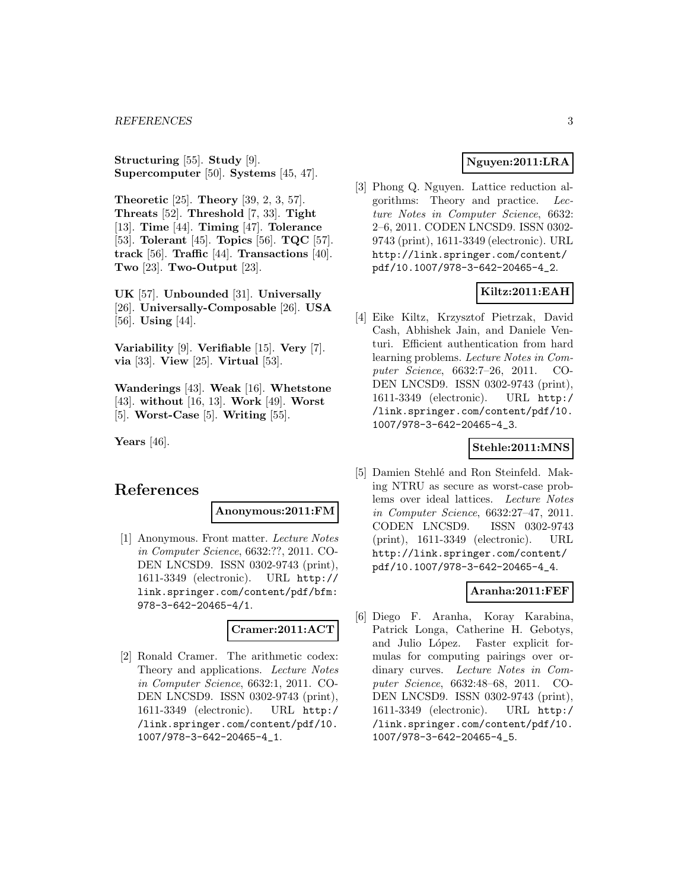**Structuring** [55]. **Study** [9]. **Supercomputer** [50]. **Systems** [45, 47].

**Theoretic** [25]. **Theory** [39, 2, 3, 57]. **Threats** [52]. **Threshold** [7, 33]. **Tight** [13]. **Time** [44]. **Timing** [47]. **Tolerance** [53]. **Tolerant** [45]. **Topics** [56]. **TQC** [57]. **track** [56]. **Traffic** [44]. **Transactions** [40]. **Two** [23]. **Two-Output** [23].

**UK** [57]. **Unbounded** [31]. **Universally** [26]. **Universally-Composable** [26]. **USA** [56]. **Using** [44].

**Variability** [9]. **Verifiable** [15]. **Very** [7]. **via** [33]. **View** [25]. **Virtual** [53].

**Wanderings** [43]. **Weak** [16]. **Whetstone** [43]. **without** [16, 13]. **Work** [49]. **Worst** [5]. **Worst-Case** [5]. **Writing** [55].

**Years** [46].

# References

**Anonymous:2011:FM**

[1] Anonymous. Front matter. *Lecture Notes in Computer Science*, 6632:??, 2011. CODEN LNCSD9. ISSN 0302-9743 (print), 1611-3349 (electronic). URL http://link.springer.com/content/pdf/bfm:978-3-642-20465-4/1.

**Cramer:2011:ACT**

[2] Ronald Cramer. The arithmetic codex: Theory and applications. *Lecture Notes in Computer Science*, 6632:1, 2011. CODEN LNCSD9. ISSN 0302-9743 (print), 1611-3349 (electronic). URL http://link.springer.com/content/pdf/10.1007/978-3-642-20465-4_1.

**Nguyen:2011:LRA**

[3] Phong Q. Nguyen. Lattice reduction algorithms: Theory and practice. *Lecture Notes in Computer Science*, 6632:2–6, 2011. CODEN LNCSD9. ISSN 0302-9743 (print), 1611-3349 (electronic). URL http://link.springer.com/content/pdf/10.1007/978-3-642-20465-4_2.

**Kiltz:2011:EAH**

[4] Eike Kiltz, Krzysztof Pietrzak, David Cash, Abhishek Jain, and Daniele Venturi. Efficient authentication from hard learning problems. *Lecture Notes in Computer Science*, 6632:7–26, 2011. CODEN LNCSD9. ISSN 0302-9743 (print), 1611-3349 (electronic). URL http://link.springer.com/content/pdf/10.1007/978-3-642-20465-4_3.

**Stehle:2011:MNS**

[5] Damien Stehlé and Ron Steinfeld. Making NTRU as secure as worst-case problems over ideal lattices. *Lecture Notes in Computer Science*, 6632:27–47, 2011. CODEN LNCSD9. ISSN 0302-9743 (print), 1611-3349 (electronic). URL http://link.springer.com/content/pdf/10.1007/978-3-642-20465-4_4.

**Aranha:2011:FEF**

[6] Diego F. Aranha, Koray Karabina, Patrick Longa, Catherine H. Gebotys, and Julio López. Faster explicit formulas for computing pairings over ordinary curves. *Lecture Notes in Computer Science*, 6632:48–68, 2011. CODEN LNCSD9. ISSN 0302-9743 (print), 1611-3349 (electronic). URL http://link.springer.com/content/pdf/10.1007/978-3-642-20465-4_5.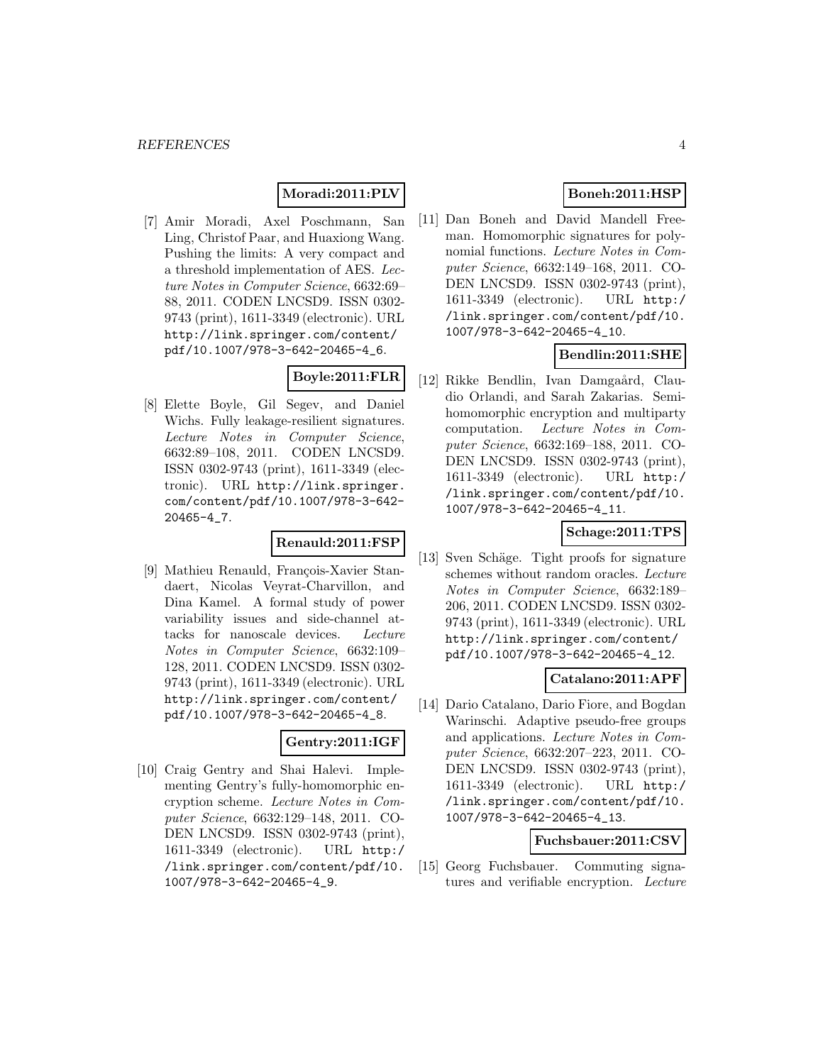**Moradi:2011:PLV**

[7] Amir Moradi, Axel Poschmann, San Ling, Christof Paar, and Huaxiong Wang. Pushing the limits: A very compact and a threshold implementation of AES. *Lecture Notes in Computer Science*, 6632:69–88, 2011. CODEN LNCSD9. ISSN 0302-9743 (print), 1611-3349 (electronic). URL http://link.springer.com/content/pdf/10.1007/978-3-642-20465-4_6.

**Boyle:2011:FLR**

[8] Elette Boyle, Gil Segev, and Daniel Wichs. Fully leakage-resilient signatures. *Lecture Notes in Computer Science*, 6632:89–108, 2011. CODEN LNCSD9. ISSN 0302-9743 (print), 1611-3349 (electronic). URL http://link.springer.com/content/pdf/10.1007/978-3-642-20465-4_7.

**Renauld:2011:FSP**

[9] Mathieu Renauld, François-Xavier Standaert, Nicolas Veyrat-Charvillon, and Dina Kamel. A formal study of power variability issues and side-channel attacks for nanoscale devices. *Lecture Notes in Computer Science*, 6632:109–128, 2011. CODEN LNCSD9. ISSN 0302-9743 (print), 1611-3349 (electronic). URL http://link.springer.com/content/pdf/10.1007/978-3-642-20465-4_8.

**Gentry:2011:IGF**

[10] Craig Gentry and Shai Halevi. Implementing Gentry's fully-homomorphic encryption scheme. *Lecture Notes in Computer Science*, 6632:129–148, 2011. CODEN LNCSD9. ISSN 0302-9743 (print), 1611-3349 (electronic). URL http://link.springer.com/content/pdf/10.1007/978-3-642-20465-4_9.

**Boneh:2011:HSP**

[11] Dan Boneh and David Mandell Freeman. Homomorphic signatures for polynomial functions. *Lecture Notes in Computer Science*, 6632:149–168, 2011. CODEN LNCSD9. ISSN 0302-9743 (print), 1611-3349 (electronic). URL http://link.springer.com/content/pdf/10.1007/978-3-642-20465-4_10.

**Bendlin:2011:SHE**

[12] Rikke Bendlin, Ivan Damgaård, Claudio Orlandi, and Sarah Zakarias. Semi-homomorphic encryption and multiparty computation. *Lecture Notes in Computer Science*, 6632:169–188, 2011. CODEN LNCSD9. ISSN 0302-9743 (print), 1611-3349 (electronic). URL http://link.springer.com/content/pdf/10.1007/978-3-642-20465-4_11.

**Schage:2011:TPS**

[13] Sven Schäge. Tight proofs for signature schemes without random oracles. *Lecture Notes in Computer Science*, 6632:189–206, 2011. CODEN LNCSD9. ISSN 0302-9743 (print), 1611-3349 (electronic). URL http://link.springer.com/content/pdf/10.1007/978-3-642-20465-4_12.

**Catalano:2011:APF**

[14] Dario Catalano, Dario Fiore, and Bogdan Warinschi. Adaptive pseudo-free groups and applications. *Lecture Notes in Computer Science*, 6632:207–223, 2011. CODEN LNCSD9. ISSN 0302-9743 (print), 1611-3349 (electronic). URL http://link.springer.com/content/pdf/10.1007/978-3-642-20465-4_13.

**Fuchsbauer:2011:CSV**

[15] Georg Fuchsbauer. Commuting signatures and verifiable encryption. *Lecture*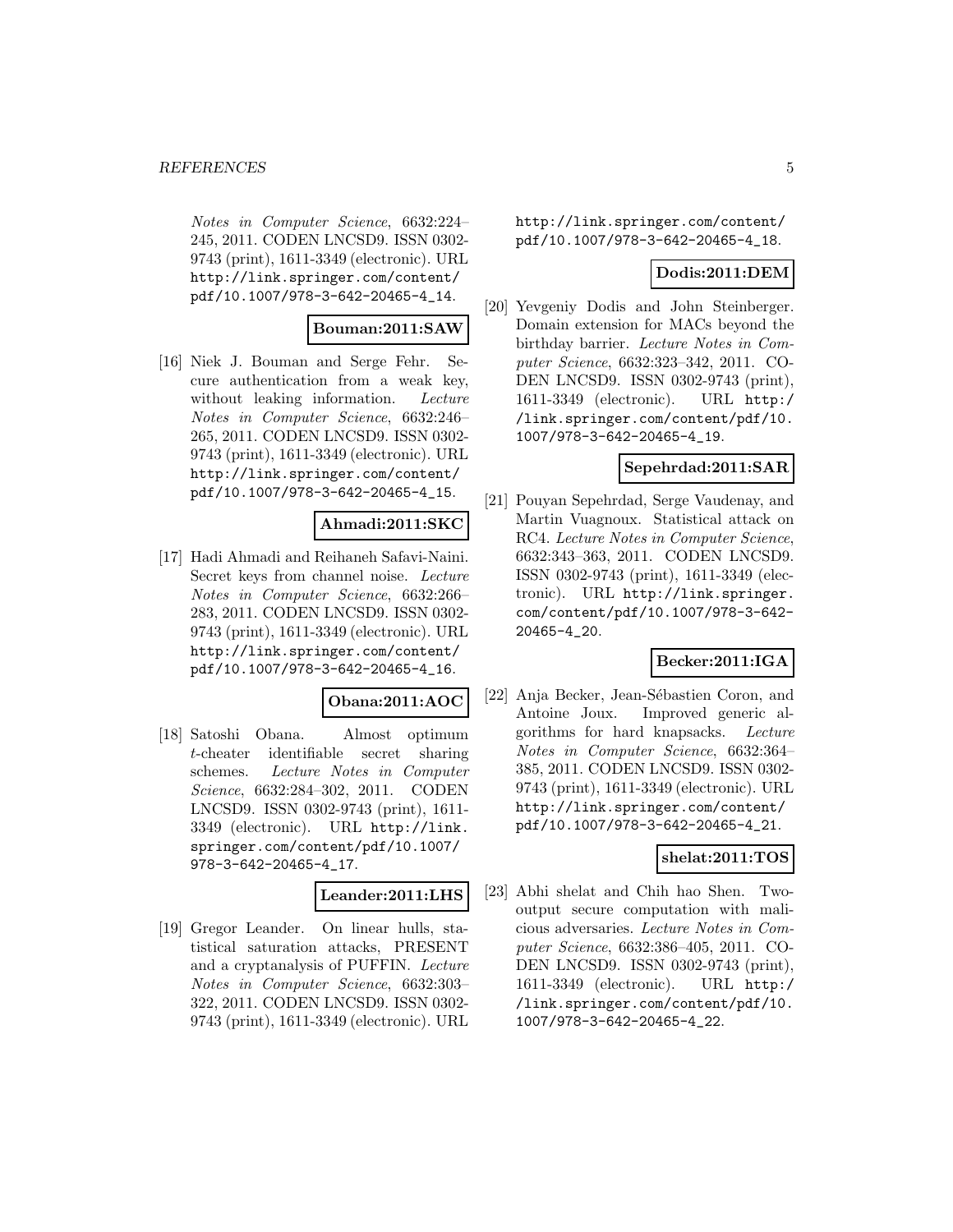*Notes in Computer Science*, 6632:224–245, 2011. CODEN LNCSD9. ISSN 0302-9743 (print), 1611-3349 (electronic). URL http://link.springer.com/content/pdf/10.1007/978-3-642-20465-4_14.

**Bouman:2011:SAW**

[16] Niek J. Bouman and Serge Fehr. Secure authentication from a weak key, without leaking information. *Lecture Notes in Computer Science*, 6632:246–265, 2011. CODEN LNCSD9. ISSN 0302-9743 (print), 1611-3349 (electronic). URL http://link.springer.com/content/pdf/10.1007/978-3-642-20465-4_15.

**Ahmadi:2011:SKC**

[17] Hadi Ahmadi and Reihaneh Safavi-Naini. Secret keys from channel noise. *Lecture Notes in Computer Science*, 6632:266–283, 2011. CODEN LNCSD9. ISSN 0302-9743 (print), 1611-3349 (electronic). URL http://link.springer.com/content/pdf/10.1007/978-3-642-20465-4_16.

**Obana:2011:AOC**

[18] Satoshi Obana. Almost optimum $t$-cheater identifiable secret sharing schemes. *Lecture Notes in Computer Science*, 6632:284–302, 2011. CODEN LNCSD9. ISSN 0302-9743 (print), 1611-3349 (electronic). URL http://link.springer.com/content/pdf/10.1007/978-3-642-20465-4_17.

**Leander:2011:LHS**

[19] Gregor Leander. On linear hulls, statistical saturation attacks, PRESENT and a cryptanalysis of PUFFIN. *Lecture Notes in Computer Science*, 6632:303–322, 2011. CODEN LNCSD9. ISSN 0302-9743 (print), 1611-3349 (electronic). URL http://link.springer.com/content/pdf/10.1007/978-3-642-20465-4_18.

**Dodis:2011:DEM**

[20] Yevgeniy Dodis and John Steinberger. Domain extension for MACs beyond the birthday barrier. *Lecture Notes in Computer Science*, 6632:323–342, 2011. CODEN LNCSD9. ISSN 0302-9743 (print), 1611-3349 (electronic). URL http://link.springer.com/content/pdf/10.1007/978-3-642-20465-4_19.

**Sepehrdad:2011:SAR**

[21] Pouyan Sepehrdad, Serge Vaudenay, and Martin Vuagnoux. Statistical attack on RC4. *Lecture Notes in Computer Science*, 6632:343–363, 2011. CODEN LNCSD9. ISSN 0302-9743 (print), 1611-3349 (electronic). URL http://link.springer.com/content/pdf/10.1007/978-3-642-20465-4_20.

**Becker:2011:IGA**

[22] Anja Becker, Jean-Sébastien Coron, and Antoine Joux. Improved generic algorithms for hard knapsacks. *Lecture Notes in Computer Science*, 6632:364–385, 2011. CODEN LNCSD9. ISSN 0302-9743 (print), 1611-3349 (electronic). URL http://link.springer.com/content/pdf/10.1007/978-3-642-20465-4_21.

**shelat:2011:TOS**

[23] Abhi shelat and Chih hao Shen. Two-output secure computation with malicious adversaries. *Lecture Notes in Computer Science*, 6632:386–405, 2011. CODEN LNCSD9. ISSN 0302-9743 (print), 1611-3349 (electronic). URL http://link.springer.com/content/pdf/10.1007/978-3-642-20465-4_22.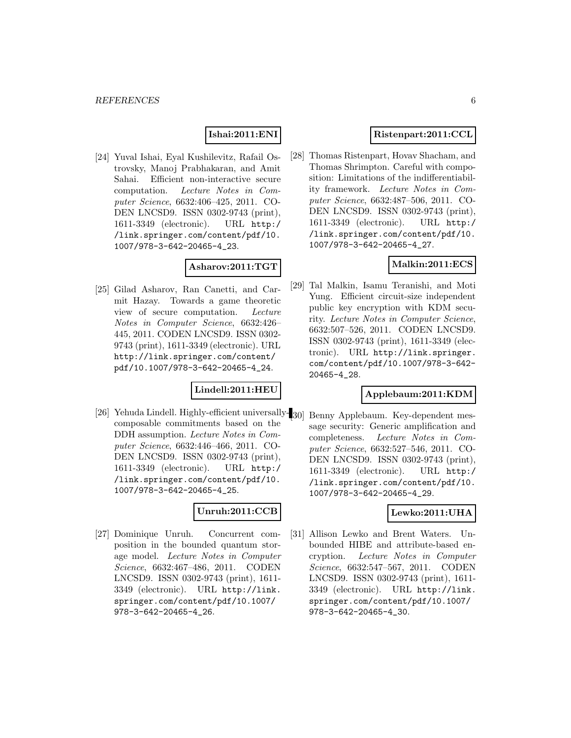**Ishai:2011:ENI**

[24] Yuval Ishai, Eyal Kushilevitz, Rafail Ostrovsky, Manoj Prabhakaran, and Amit Sahai. Efficient non-interactive secure computation. *Lecture Notes in Computer Science*, 6632:406–425, 2011. CODEN LNCSD9. ISSN 0302-9743 (print), 1611-3349 (electronic). URL http://link.springer.com/content/pdf/10.1007/978-3-642-20465-4_23.

**Asharov:2011:TGT**

[25] Gilad Asharov, Ran Canetti, and Carmit Hazay. Towards a game theoretic view of secure computation. *Lecture Notes in Computer Science*, 6632:426–445, 2011. CODEN LNCSD9. ISSN 0302-9743 (print), 1611-3349 (electronic). URL http://link.springer.com/content/pdf/10.1007/978-3-642-20465-4_24.

**Lindell:2011:HEU**

[26] Yehuda Lindell. Highly-efficient universally-composable commitments based on the DDH assumption. *Lecture Notes in Computer Science*, 6632:446–466, 2011. CODEN LNCSD9. ISSN 0302-9743 (print), 1611-3349 (electronic). URL http://link.springer.com/content/pdf/10.1007/978-3-642-20465-4_25.

**Unruh:2011:CCB**

[27] Dominique Unruh. Concurrent composition in the bounded quantum storage model. *Lecture Notes in Computer Science*, 6632:467–486, 2011. CODEN LNCSD9. ISSN 0302-9743 (print), 1611-3349 (electronic). URL http://link.springer.com/content/pdf/10.1007/978-3-642-20465-4_26.

**Ristenpart:2011:CCL**

[28] Thomas Ristenpart, Hovav Shacham, and Thomas Shrimpton. Careful with composition: Limitations of the indifferentiability framework. *Lecture Notes in Computer Science*, 6632:487–506, 2011. CODEN LNCSD9. ISSN 0302-9743 (print), 1611-3349 (electronic). URL http://link.springer.com/content/pdf/10.1007/978-3-642-20465-4_27.

**Malkin:2011:ECS**

[29] Tal Malkin, Isamu Teranishi, and Moti Yung. Efficient circuit-size independent public key encryption with KDM security. *Lecture Notes in Computer Science*, 6632:507–526, 2011. CODEN LNCSD9. ISSN 0302-9743 (print), 1611-3349 (electronic). URL http://link.springer.com/content/pdf/10.1007/978-3-642-20465-4_28.

**Applebaum:2011:KDM**

[30] Benny Applebaum. Key-dependent message security: Generic amplification and completeness. *Lecture Notes in Computer Science*, 6632:527–546, 2011. CODEN LNCSD9. ISSN 0302-9743 (print), 1611-3349 (electronic). URL http://link.springer.com/content/pdf/10.1007/978-3-642-20465-4_29.

**Lewko:2011:UHA**

[31] Allison Lewko and Brent Waters. Unbounded HIBE and attribute-based encryption. *Lecture Notes in Computer Science*, 6632:547–567, 2011. CODEN LNCSD9. ISSN 0302-9743 (print), 1611-3349 (electronic). URL http://link.springer.com/content/pdf/10.1007/978-3-642-20465-4_30.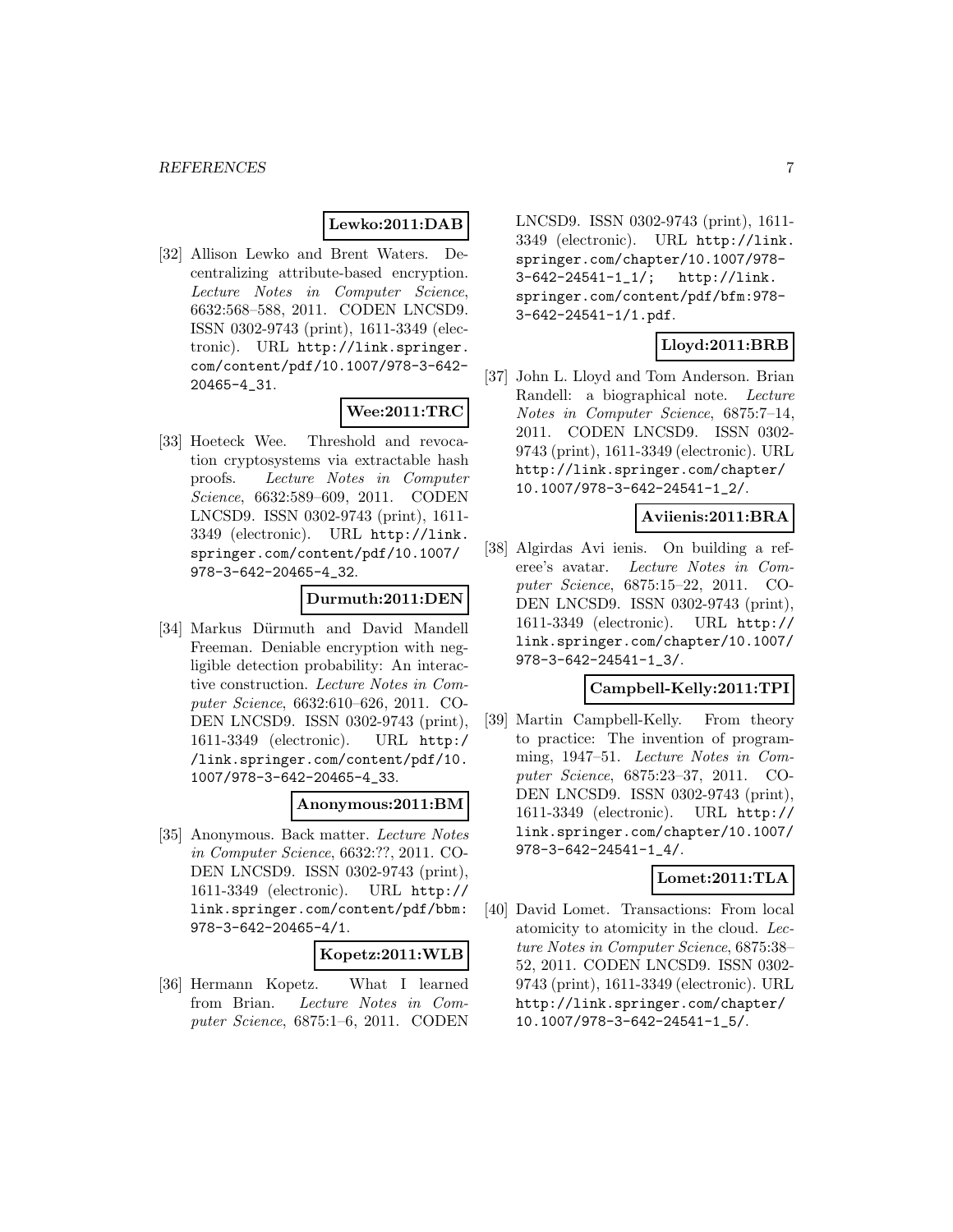**Lewko:2011:DAB**

[32] Allison Lewko and Brent Waters. Decentralizing attribute-based encryption. *Lecture Notes in Computer Science*, 6632:568–588, 2011. CODEN LNCSD9. ISSN 0302-9743 (print), 1611-3349 (electronic). URL http://link.springer.com/content/pdf/10.1007/978-3-642-20465-4_31.

**Wee:2011:TRC**

[33] Hoeteck Wee. Threshold and revocation cryptosystems via extractable hash proofs. *Lecture Notes in Computer Science*, 6632:589–609, 2011. CODEN LNCSD9. ISSN 0302-9743 (print), 1611-3349 (electronic). URL http://link.springer.com/content/pdf/10.1007/978-3-642-20465-4_32.

**Durmuth:2011:DEN**

[34] Markus Dürmuth and David Mandell Freeman. Deniable encryption with negligible detection probability: An interactive construction. *Lecture Notes in Computer Science*, 6632:610–626, 2011. CODEN LNCSD9. ISSN 0302-9743 (print), 1611-3349 (electronic). URL http://link.springer.com/content/pdf/10.1007/978-3-642-20465-4_33.

**Anonymous:2011:BM**

[35] Anonymous. Back matter. *Lecture Notes in Computer Science*, 6632:??, 2011. CODEN LNCSD9. ISSN 0302-9743 (print), 1611-3349 (electronic). URL http://link.springer.com/content/pdf/bbm:978-3-642-20465-4/1.

**Kopetz:2011:WLB**

[36] Hermann Kopetz. What I learned from Brian. *Lecture Notes in Computer Science*, 6875:1–6, 2011. CODEN LNCSD9. ISSN 0302-9743 (print), 1611-3349 (electronic). URL http://link.springer.com/chapter/10.1007/978-3-642-24541-1_1/; http://link.springer.com/content/pdf/bfm:978-3-642-24541-1/1.pdf.

**Lloyd:2011:BRB**

[37] John L. Lloyd and Tom Anderson. Brian Randell: a biographical note. *Lecture Notes in Computer Science*, 6875:7–14, 2011. CODEN LNCSD9. ISSN 0302-9743 (print), 1611-3349 (electronic). URL http://link.springer.com/chapter/10.1007/978-3-642-24541-1_2/.

**Aviienis:2011:BRA**

[38] Algirdas Avi ienis. On building a referee's avatar. *Lecture Notes in Computer Science*, 6875:15–22, 2011. CODEN LNCSD9. ISSN 0302-9743 (print), 1611-3349 (electronic). URL http://link.springer.com/chapter/10.1007/978-3-642-24541-1_3/.

**Campbell-Kelly:2011:TPI**

[39] Martin Campbell-Kelly. From theory to practice: The invention of programming, 1947–51. *Lecture Notes in Computer Science*, 6875:23–37, 2011. CODEN LNCSD9. ISSN 0302-9743 (print), 1611-3349 (electronic). URL http://link.springer.com/chapter/10.1007/978-3-642-24541-1_4/.

**Lomet:2011:TLA**

[40] David Lomet. Transactions: From local atomicity to atomicity in the cloud. *Lecture Notes in Computer Science*, 6875:38–52, 2011. CODEN LNCSD9. ISSN 0302-9743 (print), 1611-3349 (electronic). URL http://link.springer.com/chapter/10.1007/978-3-642-24541-1_5/.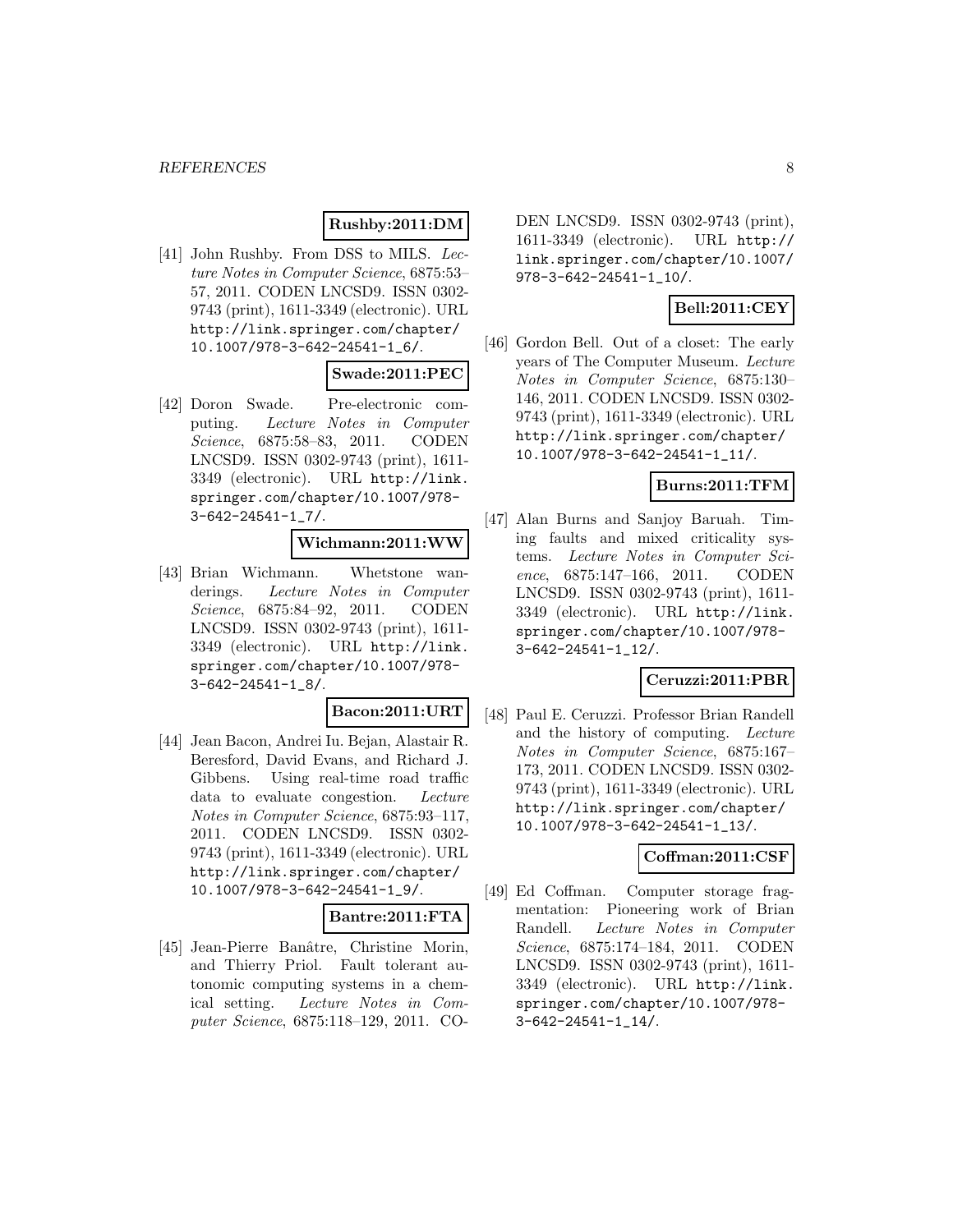**Rushby:2011:DM**

[41] John Rushby. From DSS to MILS. *Lecture Notes in Computer Science*, 6875:53–57, 2011. CODEN LNCSD9. ISSN 0302-9743 (print), 1611-3349 (electronic). URL http://link.springer.com/chapter/10.1007/978-3-642-24541-1_6/.

**Swade:2011:PEC**

[42] Doron Swade. Pre-electronic computing. *Lecture Notes in Computer Science*, 6875:58–83, 2011. CODEN LNCSD9. ISSN 0302-9743 (print), 1611-3349 (electronic). URL http://link.springer.com/chapter/10.1007/978-3-642-24541-1_7/.

**Wichmann:2011:WW**

[43] Brian Wichmann. Whetstone wanderings. *Lecture Notes in Computer Science*, 6875:84–92, 2011. CODEN LNCSD9. ISSN 0302-9743 (print), 1611-3349 (electronic). URL http://link.springer.com/chapter/10.1007/978-3-642-24541-1_8/.

**Bacon:2011:URT**

[44] Jean Bacon, Andrei Iu. Bejan, Alastair R. Beresford, David Evans, and Richard J. Gibbens. Using real-time road traffic data to evaluate congestion. *Lecture Notes in Computer Science*, 6875:93–117, 2011. CODEN LNCSD9. ISSN 0302-9743 (print), 1611-3349 (electronic). URL http://link.springer.com/chapter/10.1007/978-3-642-24541-1_9/.

**Bantre:2011:FTA**

[45] Jean-Pierre Banâtre, Christine Morin, and Thierry Priol. Fault tolerant autonomic computing systems in a chemical setting. *Lecture Notes in Computer Science*, 6875:118–129, 2011. CODEN LNCSD9. ISSN 0302-9743 (print), 1611-3349 (electronic). URL http://link.springer.com/chapter/10.1007/978-3-642-24541-1_10/.

**Bell:2011:CEY**

[46] Gordon Bell. Out of a closet: The early years of The Computer Museum. *Lecture Notes in Computer Science*, 6875:130–146, 2011. CODEN LNCSD9. ISSN 0302-9743 (print), 1611-3349 (electronic). URL http://link.springer.com/chapter/10.1007/978-3-642-24541-1_11/.

**Burns:2011:TFM**

[47] Alan Burns and Sanjoy Baruah. Timing faults and mixed criticality systems. *Lecture Notes in Computer Science*, 6875:147–166, 2011. CODEN LNCSD9. ISSN 0302-9743 (print), 1611-3349 (electronic). URL http://link.springer.com/chapter/10.1007/978-3-642-24541-1_12/.

**Ceruzzi:2011:PBR**

[48] Paul E. Ceruzzi. Professor Brian Randell and the history of computing. *Lecture Notes in Computer Science*, 6875:167–173, 2011. CODEN LNCSD9. ISSN 0302-9743 (print), 1611-3349 (electronic). URL http://link.springer.com/chapter/10.1007/978-3-642-24541-1_13/.

**Coffman:2011:CSF**

[49] Ed Coffman. Computer storage fragmentation: Pioneering work of Brian Randell. *Lecture Notes in Computer Science*, 6875:174–184, 2011. CODEN LNCSD9. ISSN 0302-9743 (print), 1611-3349 (electronic). URL http://link.springer.com/chapter/10.1007/978-3-642-24541-1_14/.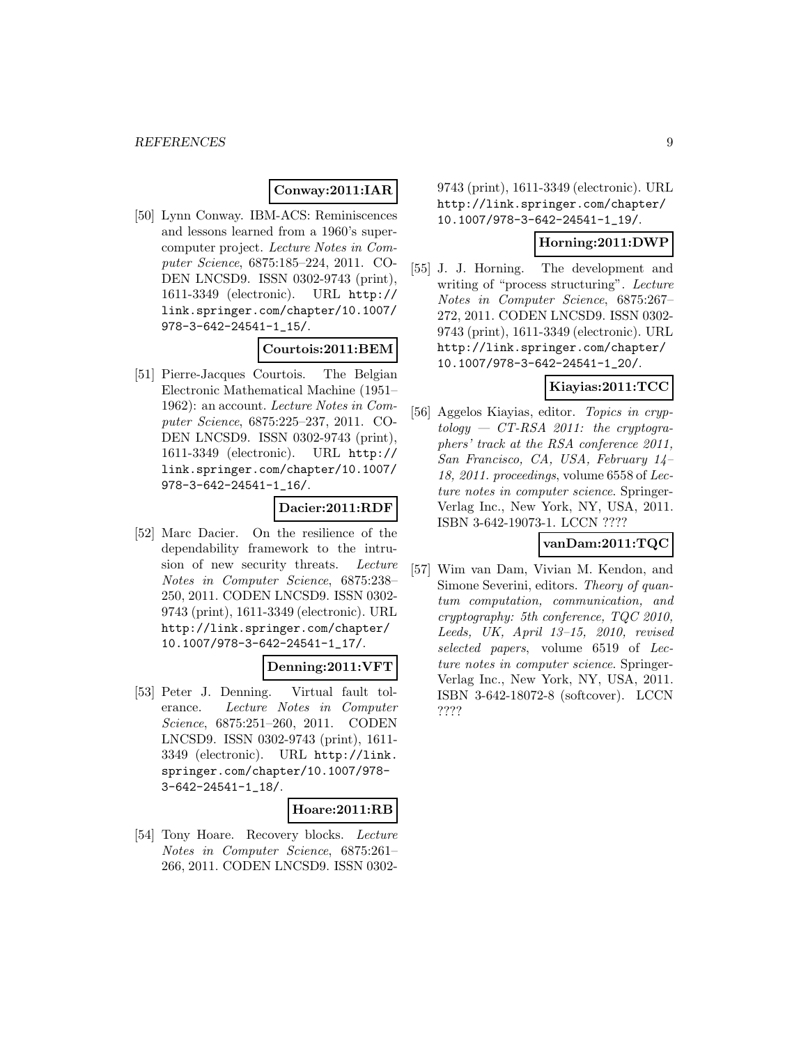**Conway:2011:IAR**

[50] Lynn Conway. IBM-ACS: Reminiscences and lessons learned from a 1960's supercomputer project. *Lecture Notes in Computer Science*, 6875:185–224, 2011. CODEN LNCSD9. ISSN 0302-9743 (print), 1611-3349 (electronic). URL http://link.springer.com/chapter/10.1007/978-3-642-24541-1_15/.

**Courtois:2011:BEM**

[51] Pierre-Jacques Courtois. The Belgian Electronic Mathematical Machine (1951–1962): an account. *Lecture Notes in Computer Science*, 6875:225–237, 2011. CODEN LNCSD9. ISSN 0302-9743 (print), 1611-3349 (electronic). URL http://link.springer.com/chapter/10.1007/978-3-642-24541-1_16/.

**Dacier:2011:RDF**

[52] Marc Dacier. On the resilience of the dependability framework to the intrusion of new security threats. *Lecture Notes in Computer Science*, 6875:238–250, 2011. CODEN LNCSD9. ISSN 0302-9743 (print), 1611-3349 (electronic). URL http://link.springer.com/chapter/10.1007/978-3-642-24541-1_17/.

**Denning:2011:VFT**

[53] Peter J. Denning. Virtual fault tolerance. *Lecture Notes in Computer Science*, 6875:251–260, 2011. CODEN LNCSD9. ISSN 0302-9743 (print), 1611-3349 (electronic). URL http://link.springer.com/chapter/10.1007/978-3-642-24541-1_18/.

**Hoare:2011:RB**

[54] Tony Hoare. Recovery blocks. *Lecture Notes in Computer Science*, 6875:261–266, 2011. CODEN LNCSD9. ISSN 0302-9743 (print), 1611-3349 (electronic). URL http://link.springer.com/chapter/10.1007/978-3-642-24541-1_19/.

**Horning:2011:DWP**

[55] J. J. Horning. The development and writing of "process structuring". *Lecture Notes in Computer Science*, 6875:267–272, 2011. CODEN LNCSD9. ISSN 0302-9743 (print), 1611-3349 (electronic). URL http://link.springer.com/chapter/10.1007/978-3-642-24541-1_20/.

**Kiayias:2011:TCC**

[56] Aggelos Kiayias, editor. *Topics in cryptology — CT-RSA 2011: the cryptographers' track at the RSA conference 2011, San Francisco, CA, USA, February 14–18, 2011. proceedings*, volume 6558 of *Lecture notes in computer science*. Springer-Verlag Inc., New York, NY, USA, 2011. ISBN 3-642-19073-1. LCCN ????

**vanDam:2011:TQC**

[57] Wim van Dam, Vivian M. Kendon, and Simone Severini, editors. *Theory of quantum computation, communication, and cryptography: 5th conference, TQC 2010, Leeds, UK, April 13–15, 2010, revised selected papers*, volume 6519 of *Lecture notes in computer science*. Springer-Verlag Inc., New York, NY, USA, 2011. ISBN 3-642-18072-8 (softcover). LCCN ????